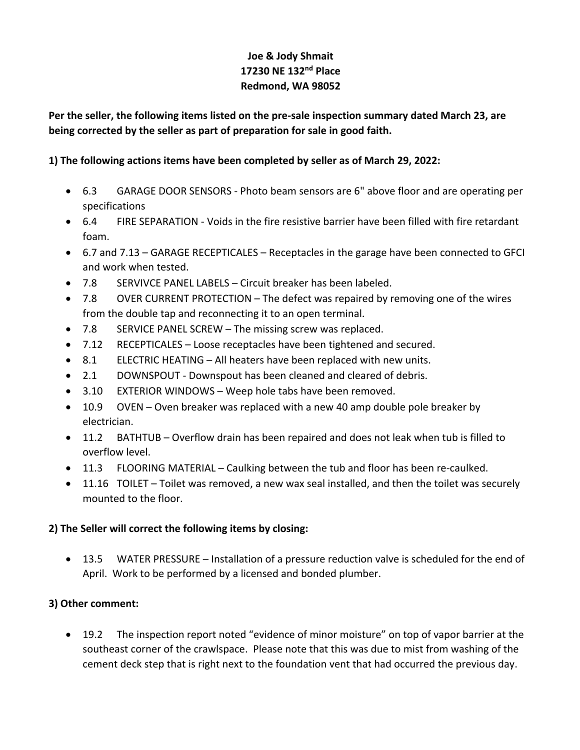**Joe & Jody Shmait**
**17230 NE 132nd Place**
**Redmond, WA 98052**

**Per the seller, the following items listed on the pre-sale inspection summary dated March 23, are being corrected by the seller as part of preparation for sale in good faith.**

**1) The following actions items have been completed by seller as of March 29, 2022:**

- 6.3 GARAGE DOOR SENSORS - Photo beam sensors are 6" above floor and are operating per specifications
- 6.4 FIRE SEPARATION - Voids in the fire resistive barrier have been filled with fire retardant foam.
- 6.7 and 7.13 – GARAGE RECEPTICALES – Receptacles in the garage have been connected to GFCI and work when tested.
- 7.8 SERVIVCE PANEL LABELS – Circuit breaker has been labeled.
- 7.8 OVER CURRENT PROTECTION – The defect was repaired by removing one of the wires from the double tap and reconnecting it to an open terminal.
- 7.8 SERVICE PANEL SCREW – The missing screw was replaced.
- 7.12 RECEPTICALES – Loose receptacles have been tightened and secured.
- 8.1 ELECTRIC HEATING – All heaters have been replaced with new units.
- 2.1 DOWNSPOUT - Downspout has been cleaned and cleared of debris.
- 3.10 EXTERIOR WINDOWS – Weep hole tabs have been removed.
- 10.9 OVEN – Oven breaker was replaced with a new 40 amp double pole breaker by electrician.
- 11.2 BATHTUB – Overflow drain has been repaired and does not leak when tub is filled to overflow level.
- 11.3 FLOORING MATERIAL – Caulking between the tub and floor has been re-caulked.
- 11.16 TOILET – Toilet was removed, a new wax seal installed, and then the toilet was securely mounted to the floor.

**2) The Seller will correct the following items by closing:**

- 13.5 WATER PRESSURE – Installation of a pressure reduction valve is scheduled for the end of April. Work to be performed by a licensed and bonded plumber.

**3) Other comment:**

- 19.2 The inspection report noted "evidence of minor moisture" on top of vapor barrier at the southeast corner of the crawlspace. Please note that this was due to mist from washing of the cement deck step that is right next to the foundation vent that had occurred the previous day.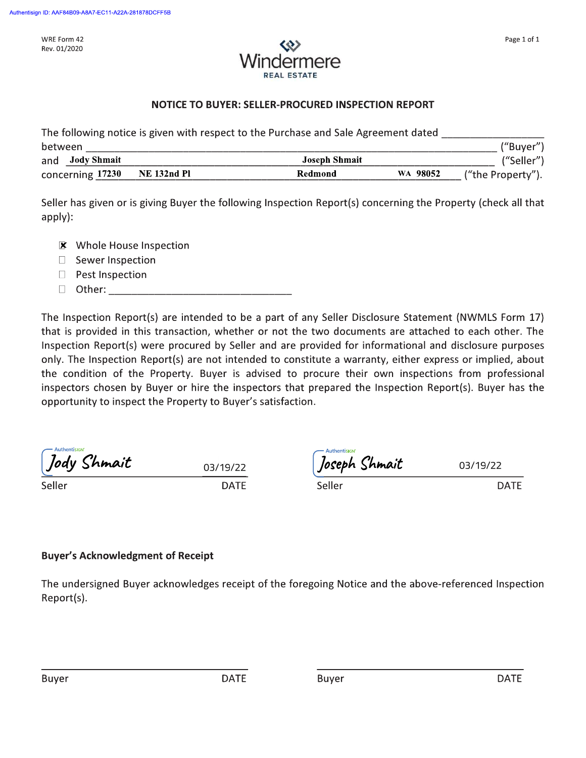Authentisign ID: AAF84B09-A8A7-EC11-A22A-281878DCFF5B

WRE Form 42
Rev. 01/2020

Windermere REAL ESTATE

## NOTICE TO BUYER: SELLER-PROCURED INSPECTION REPORT

The following notice is given with respect to the Purchase and Sale Agreement dated ________________
between ________________________________________________________________ ("Buyer")
and Jody Shmait Joseph Shmait ("Seller")
concerning 17230 NE 132nd Pl Redmond WA 98052 ("the Property").

Seller has given or is giving Buyer the following Inspection Report(s) concerning the Property (check all that apply):

- ☒ Whole House Inspection
- ☐ Sewer Inspection
- ☐ Pest Inspection
- ☐ Other: ______________________________

The Inspection Report(s) are intended to be a part of any Seller Disclosure Statement (NWMLS Form 17) that is provided in this transaction, whether or not the two documents are attached to each other. The Inspection Report(s) were procured by Seller and are provided for informational and disclosure purposes only. The Inspection Report(s) are not intended to constitute a warranty, either express or implied, about the condition of the Property. Buyer is advised to procure their own inspections from professional inspectors chosen by Buyer or hire the inspectors that prepared the Inspection Report(s). Buyer has the opportunity to inspect the Property to Buyer's satisfaction.

| | | | |
|---|---|---|---|
| Jody Shmait | 03/19/22 | Joseph Shmait | 03/19/22 |
| Seller | DATE | Seller | DATE |

**Buyer's Acknowledgment of Receipt**

The undersigned Buyer acknowledges receipt of the foregoing Notice and the above-referenced Inspection Report(s).

| | | | |
|---|---|---|---|
| Buyer | DATE | Buyer | DATE |